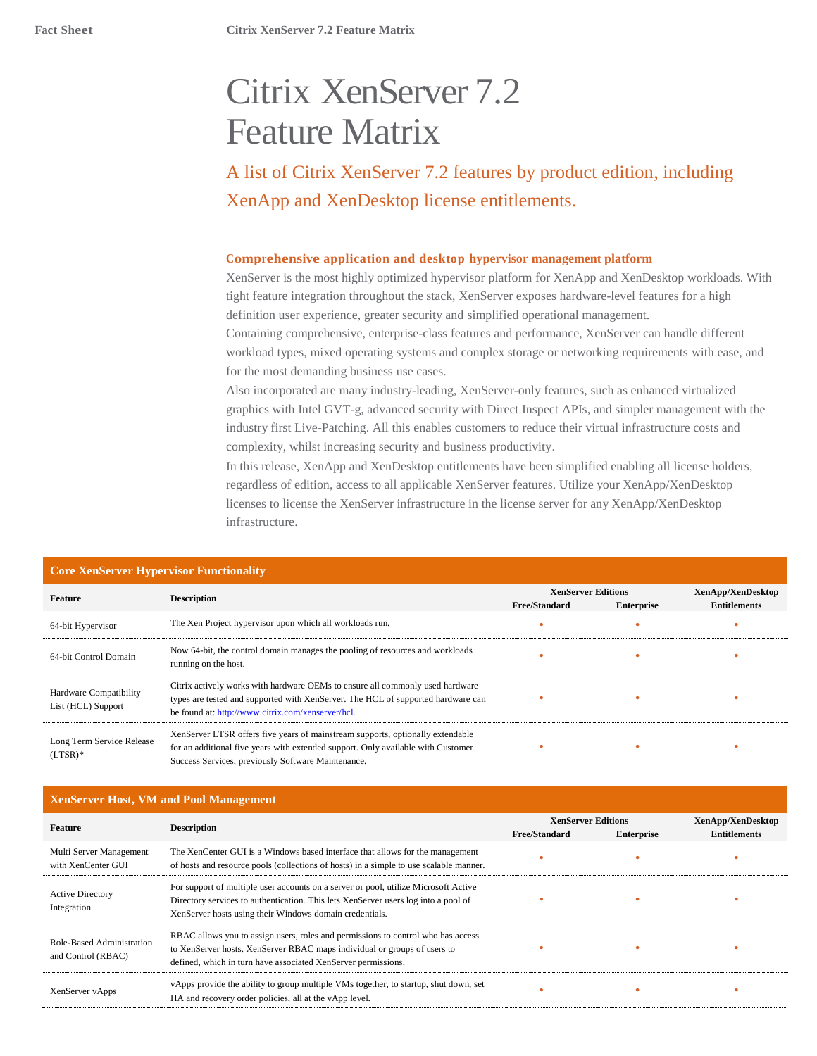# Citrix XenServer 7.2 Feature Matrix

A list of Citrix XenServer 7.2 features by product edition, including XenApp and XenDesktop license entitlements.

### Comprehensive application and desktop hypervisor management platform

XenServer is the most highly optimized hypervisor platform for XenApp and XenDesktop workloads. With tight feature integration throughout the stack, XenServer exposes hardware-level features for a high definition user experience, greater security and simplified operational management.

Containing comprehensive, enterprise-class features and performance, XenServer can handle different workload types, mixed operating systems and complex storage or networking requirements with ease, and for the most demanding business use cases.

Also incorporated are many industry-leading, XenServer-only features, such as enhanced virtualized graphics with Intel GVT-g, advanced security with Direct Inspect APIs, and simpler management with the industry first Live-Patching. All this enables customers to reduce their virtual infrastructure costs and complexity, whilst increasing security and business productivity.

In this release, XenApp and XenDesktop entitlements have been simplified enabling all license holders, regardless of edition, access to all applicable XenServer features. Utilize your XenApp/XenDesktop licenses to license the XenServer infrastructure in the license server for any XenApp/XenDesktop infrastructure.

## Core XenServer Hypervisor Functionality

| Feature | Description | XenServer Editions | | XenApp/XenDesktop |
|---|---|---|---|---|
| | | Free/Standard | Enterprise | Entitlements |
| 64-bit Hypervisor | The Xen Project hypervisor upon which all workloads run. | • | • | • |
| 64-bit Control Domain | Now 64-bit, the control domain manages the pooling of resources and workloads running on the host. | • | • | • |
| Hardware Compatibility List (HCL) Support | Citrix actively works with hardware OEMs to ensure all commonly used hardware types are tested and supported with XenServer. The HCL of supported hardware can be found at: [http://www.citrix.com/xenserver/hcl](http://www.citrix.com/xenserver/hcl). | • | • | • |
| Long Term Service Release (LTSR)* | XenServer LTSR offers five years of mainstream supports, optionally extendable for an additional five years with extended support. Only available with Customer Success Services, previously Software Maintenance. | • | • | • |

## XenServer Host, VM and Pool Management

| Feature | Description | XenServer Editions | | XenApp/XenDesktop |
|---|---|---|---|---|
| | | Free/Standard | Enterprise | Entitlements |
| Multi Server Management with XenCenter GUI | The XenCenter GUI is a Windows based interface that allows for the management of hosts and resource pools (collections of hosts) in a simple to use scalable manner. | • | • | • |
| Active Directory Integration | For support of multiple user accounts on a server or pool, utilize Microsoft Active Directory services to authentication. This lets XenServer users log into a pool of XenServer hosts using their Windows domain credentials. | • | • | • |
| Role-Based Administration and Control (RBAC) | RBAC allows you to assign users, roles and permissions to control who has access to XenServer hosts. XenServer RBAC maps individual or groups of users to defined, which in turn have associated XenServer permissions. | • | • | • |
| XenServer vApps | vApps provide the ability to group multiple VMs together, to startup, shut down, set HA and recovery order policies, all at the vApp level. | • | • | • |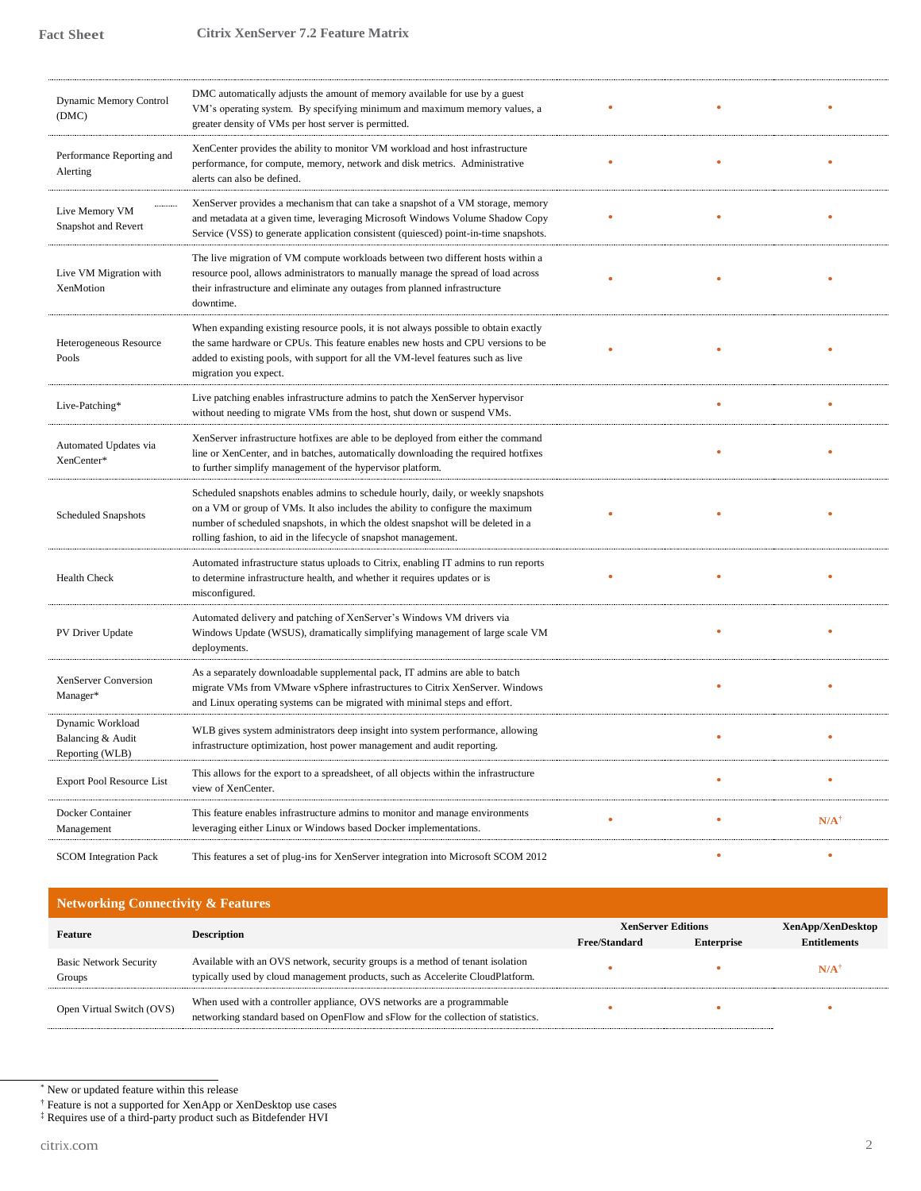| | | | | |
|---|---|---|---|---|
| Dynamic Memory Control (DMC) | DMC automatically adjusts the amount of memory available for use by a guest VM's operating system. By specifying minimum and maximum memory values, a greater density of VMs per host server is permitted. | • | • | • |
| Performance Reporting and Alerting | XenCenter provides the ability to monitor VM workload and host infrastructure performance, for compute, memory, network and disk metrics. Administrative alerts can also be defined. | • | • | • |
| Live Memory VM Snapshot and Revert | XenServer provides a mechanism that can take a snapshot of a VM storage, memory and metadata at a given time, leveraging Microsoft Windows Volume Shadow Copy Service (VSS) to generate application consistent (quiesced) point-in-time snapshots. | • | • | • |
| Live VM Migration with XenMotion | The live migration of VM compute workloads between two different hosts within a resource pool, allows administrators to manually manage the spread of load across their infrastructure and eliminate any outages from planned infrastructure downtime. | • | • | • |
| Heterogeneous Resource Pools | When expanding existing resource pools, it is not always possible to obtain exactly the same hardware or CPUs. This feature enables new hosts and CPU versions to be added to existing pools, with support for all the VM-level features such as live migration you expect. | • | • | • |
| Live-Patching* | Live patching enables infrastructure admins to patch the XenServer hypervisor without needing to migrate VMs from the host, shut down or suspend VMs. | | • | • |
| Automated Updates via XenCenter* | XenServer infrastructure hotfixes are able to be deployed from either the command line or XenCenter, and in batches, automatically downloading the required hotfixes to further simplify management of the hypervisor platform. | | • | • |
| Scheduled Snapshots | Scheduled snapshots enables admins to schedule hourly, daily, or weekly snapshots on a VM or group of VMs. It also includes the ability to configure the maximum number of scheduled snapshots, in which the oldest snapshot will be deleted in a rolling fashion, to aid in the lifecycle of snapshot management. | • | • | • |
| Health Check | Automated infrastructure status uploads to Citrix, enabling IT admins to run reports to determine infrastructure health, and whether it requires updates or is misconfigured. | • | • | • |
| PV Driver Update | Automated delivery and patching of XenServer's Windows VM drivers via Windows Update (WSUS), dramatically simplifying management of large scale VM deployments. | | • | • |
| XenServer Conversion Manager* | As a separately downloadable supplemental pack, IT admins are able to batch migrate VMs from VMware vSphere infrastructures to Citrix XenServer. Windows and Linux operating systems can be migrated with minimal steps and effort. | | • | • |
| Dynamic Workload Balancing & Audit Reporting (WLB) | WLB gives system administrators deep insight into system performance, allowing infrastructure optimization, host power management and audit reporting. | | • | • |
| Export Pool Resource List | This allows for the export to a spreadsheet, of all objects within the infrastructure view of XenCenter. | | • | • |
| Docker Container Management | This feature enables infrastructure admins to monitor and manage environments leveraging either Linux or Windows based Docker implementations. | • | • | N/A† |
| SCOM Integration Pack | This features a set of plug-ins for XenServer integration into Microsoft SCOM 2012 | | • | • |

## Networking Connectivity & Features

| Feature | Description | XenServer Editions | | XenApp/XenDesktop |
|---|---|---|---|---|
| | | Free/Standard | Enterprise | Entitlements |
| Basic Network Security Groups | Available with an OVS network, security groups is a method of tenant isolation typically used by cloud management products, such as Accelerite CloudPlatform. | • | • | N/A† |
| Open Virtual Switch (OVS) | When used with a controller appliance, OVS networks are a programmable networking standard based on OpenFlow and sFlow for the collection of statistics. | • | • | • |

* New or updated feature within this release
† Feature is not a supported for XenApp or XenDesktop use cases
‡ Requires use of a third-party product such as Bitdefender HVI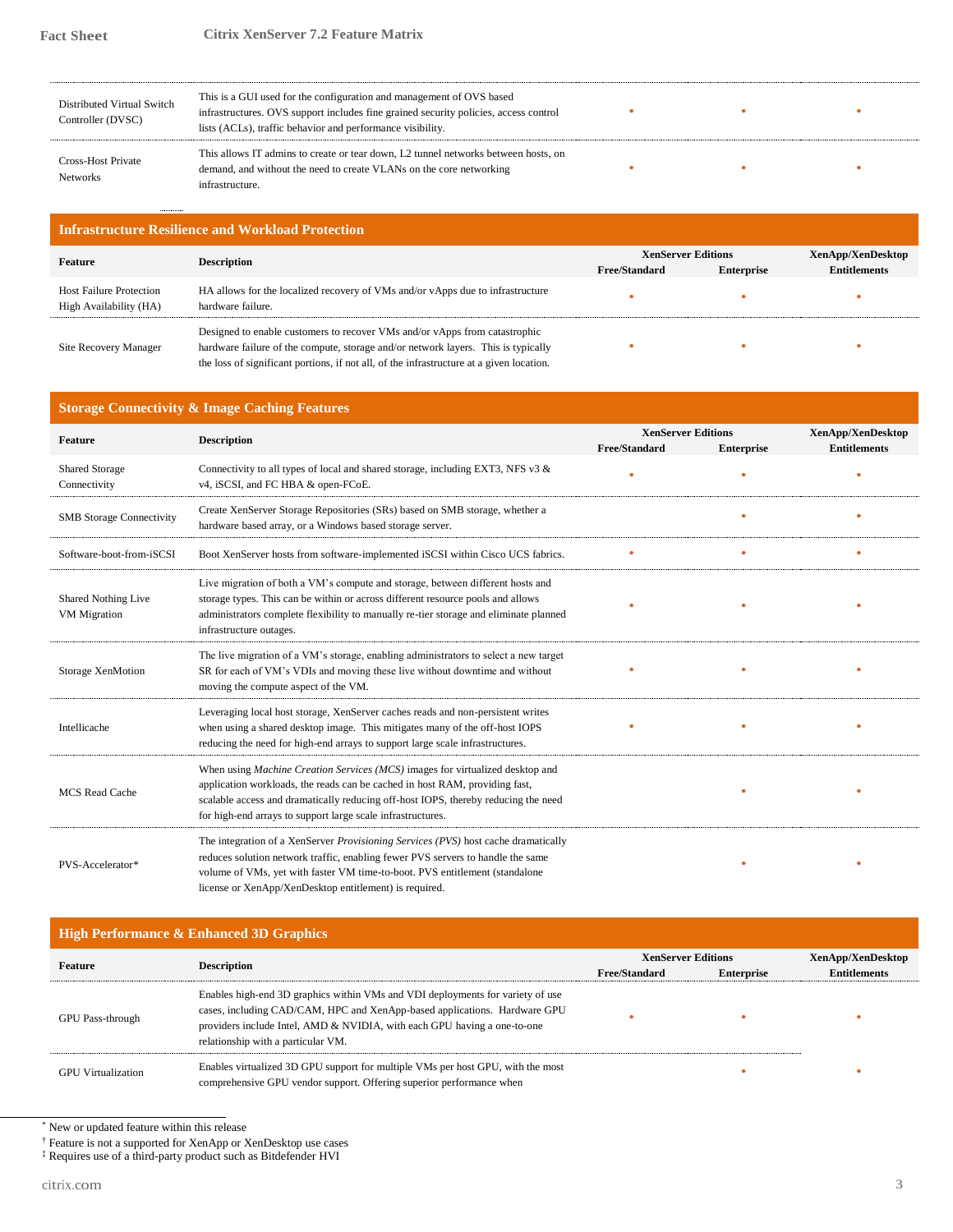| | | | | |
|---|---|---|---|---|
| Distributed Virtual Switch Controller (DVSC) | This is a GUI used for the configuration and management of OVS based infrastructures. OVS support includes fine grained security policies, access control lists (ACLs), traffic behavior and performance visibility. | • | • | • |
| Cross-Host Private Networks | This allows IT admins to create or tear down, L2 tunnel networks between hosts, on demand, and without the need to create VLANs on the core networking infrastructure. | • | • | • |

## Infrastructure Resilience and Workload Protection

| Feature | Description | XenServer Editions | | XenApp/XenDesktop |
|---|---|---|---|---|
| | | Free/Standard | Enterprise | Entitlements |
| Host Failure Protection High Availability (HA) | HA allows for the localized recovery of VMs and/or vApps due to infrastructure hardware failure. | • | • | • |
| Site Recovery Manager | Designed to enable customers to recover VMs and/or vApps from catastrophic hardware failure of the compute, storage and/or network layers. This is typically the loss of significant portions, if not all, of the infrastructure at a given location. | • | • | • |

## Storage Connectivity & Image Caching Features

| Feature | Description | XenServer Editions | | XenApp/XenDesktop |
|---|---|---|---|---|
| | | Free/Standard | Enterprise | Entitlements |
| Shared Storage Connectivity | Connectivity to all types of local and shared storage, including EXT3, NFS v3 & v4, iSCSI, and FC HBA & open-FCoE. | • | • | • |
| SMB Storage Connectivity | Create XenServer Storage Repositories (SRs) based on SMB storage, whether a hardware based array, or a Windows based storage server. | | • | • |
| Software-boot-from-iSCSI | Boot XenServer hosts from software-implemented iSCSI within Cisco UCS fabrics. | • | • | • |
| Shared Nothing Live VM Migration | Live migration of both a VM's compute and storage, between different hosts and storage types. This can be within or across different resource pools and allows administrators complete flexibility to manually re-tier storage and eliminate planned infrastructure outages. | • | • | • |
| Storage XenMotion | The live migration of a VM's storage, enabling administrators to select a new target SR for each of VM's VDIs and moving these live without downtime and without moving the compute aspect of the VM. | • | • | • |
| Intellicache | Leveraging local host storage, XenServer caches reads and non-persistent writes when using a shared desktop image. This mitigates many of the off-host IOPS reducing the need for high-end arrays to support large scale infrastructures. | • | • | • |
| MCS Read Cache | When using *Machine Creation Services (MCS)* images for virtualized desktop and application workloads, the reads can be cached in host RAM, providing fast, scalable access and dramatically reducing off-host IOPS, thereby reducing the need for high-end arrays to support large scale infrastructures. | | • | • |
| PVS-Accelerator* | The integration of a XenServer *Provisioning Services (PVS)* host cache dramatically reduces solution network traffic, enabling fewer PVS servers to handle the same volume of VMs, yet with faster VM time-to-boot. PVS entitlement (standalone license or XenApp/XenDesktop entitlement) is required. | | • | • |

## High Performance & Enhanced 3D Graphics

| Feature | Description | XenServer Editions | | XenApp/XenDesktop |
|---|---|---|---|---|
| | | Free/Standard | Enterprise | Entitlements |
| GPU Pass-through | Enables high-end 3D graphics within VMs and VDI deployments for variety of use cases, including CAD/CAM, HPC and XenApp-based applications. Hardware GPU providers include Intel, AMD & NVIDIA, with each GPU having a one-to-one relationship with a particular VM. | • | • | • |
| GPU Virtualization | Enables virtualized 3D GPU support for multiple VMs per host GPU, with the most comprehensive GPU vendor support. Offering superior performance when | | • | • |

* New or updated feature within this release

† Feature is not a supported for XenApp or XenDesktop use cases

‡ Requires use of a third-party product such as Bitdefender HVI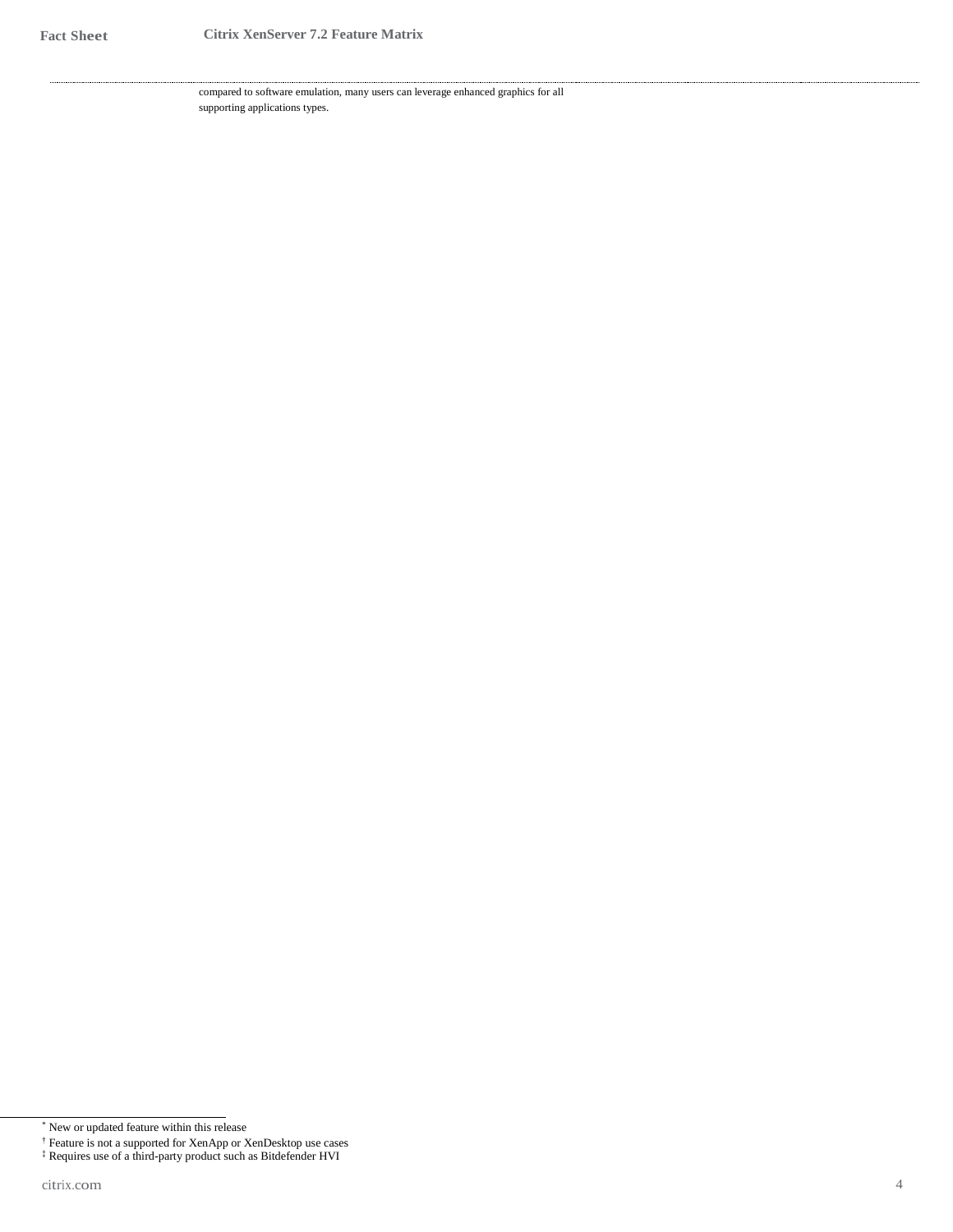compared to software emulation, many users can leverage enhanced graphics for all supporting applications types.

---

\* New or updated feature within this release

† Feature is not a supported for XenApp or XenDesktop use cases

‡ Requires use of a third-party product such as Bitdefender HVI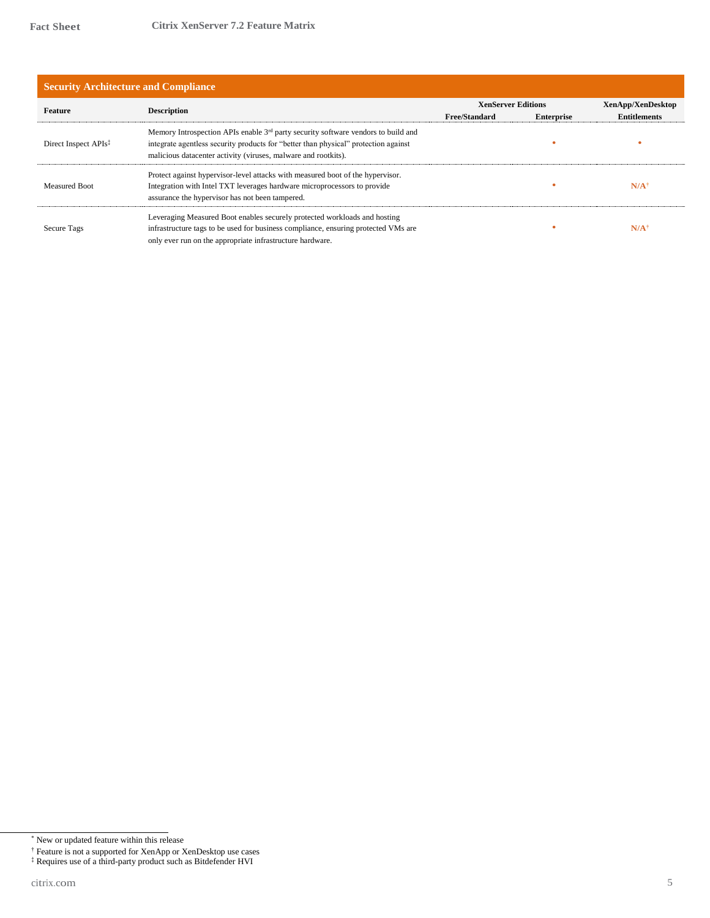## Security Architecture and Compliance

| Feature | Description | XenServer Editions | | XenApp/XenDesktop |
|---|---|---|---|---|
| | | Free/Standard | Enterprise | Entitlements |
| Direct Inspect APIs‡ | Memory Introspection APIs enable 3rd party security software vendors to build and integrate agentless security products for "better than physical" protection against malicious datacenter activity (viruses, malware and rootkits). | | • | • |
| Measured Boot | Protect against hypervisor-level attacks with measured boot of the hypervisor. Integration with Intel TXT leverages hardware microprocessors to provide assurance the hypervisor has not been tampered. | | • | N/A† |
| Secure Tags | Leveraging Measured Boot enables securely protected workloads and hosting infrastructure tags to be used for business compliance, ensuring protected VMs are only ever run on the appropriate infrastructure hardware. | | • | N/A† |

\* New or updated feature within this release

† Feature is not a supported for XenApp or XenDesktop use cases

‡ Requires use of a third-party product such as Bitdefender HVI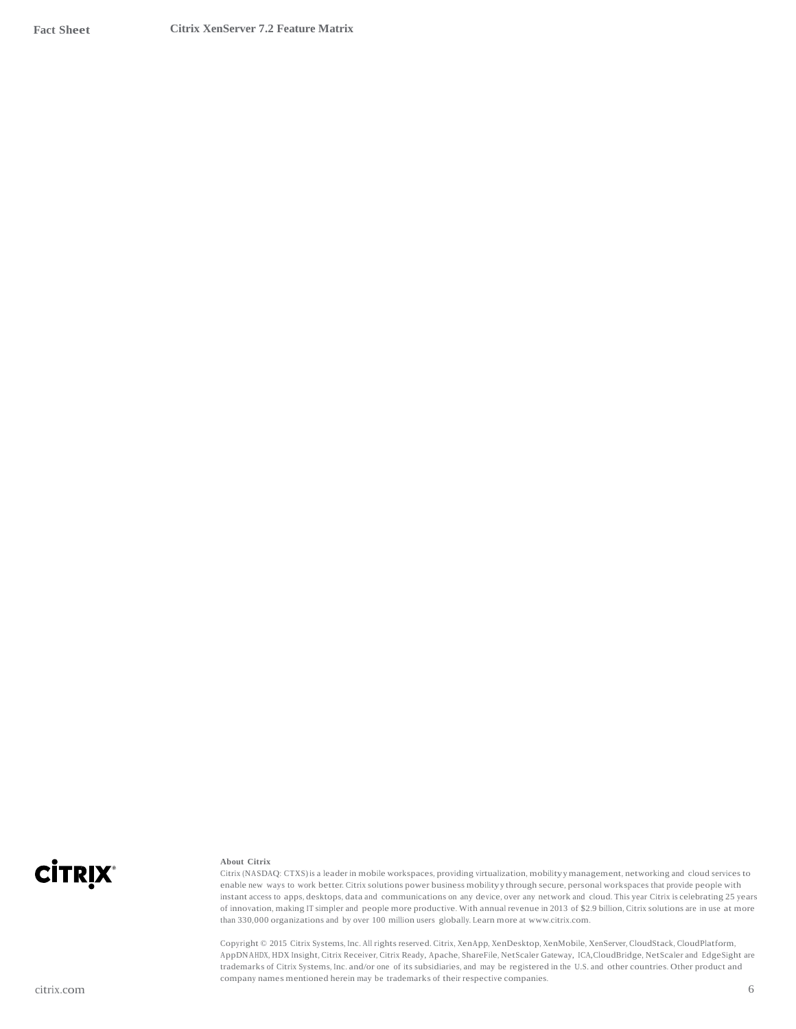**About Citrix**

Citrix (NASDAQ: CTXS) is a leader in mobile workspaces, providing virtualization, mobilityy management, networking and cloud services to enable new ways to work better. Citrix solutions power business mobilityy through secure, personal workspaces that provide people with instant access to apps, desktops, data and communications on any device, over any network and cloud. This year Citrix is celebrating 25 years of innovation, making IT simpler and people more productive. With annual revenue in 2013 of $2.9 billion, Citrix solutions are in use at more than 330,000 organizations and by over 100 million users globally. Learn more at www.citrix.com.

Copyright © 2015 Citrix Systems, Inc. All rights reserved. Citrix, XenApp, XenDesktop, XenMobile, XenServer, CloudStack, CloudPlatform, AppDNAHDX, HDX Insight, Citrix Receiver, Citrix Ready, Apache, ShareFile, NetScaler Gateway, ICA,CloudBridge, NetScaler and EdgeSight are trademarks of Citrix Systems, Inc. and/or one of its subsidiaries, and may be registered in the U.S. and other countries. Other product and company names mentioned herein may be trademarks of their respective companies.